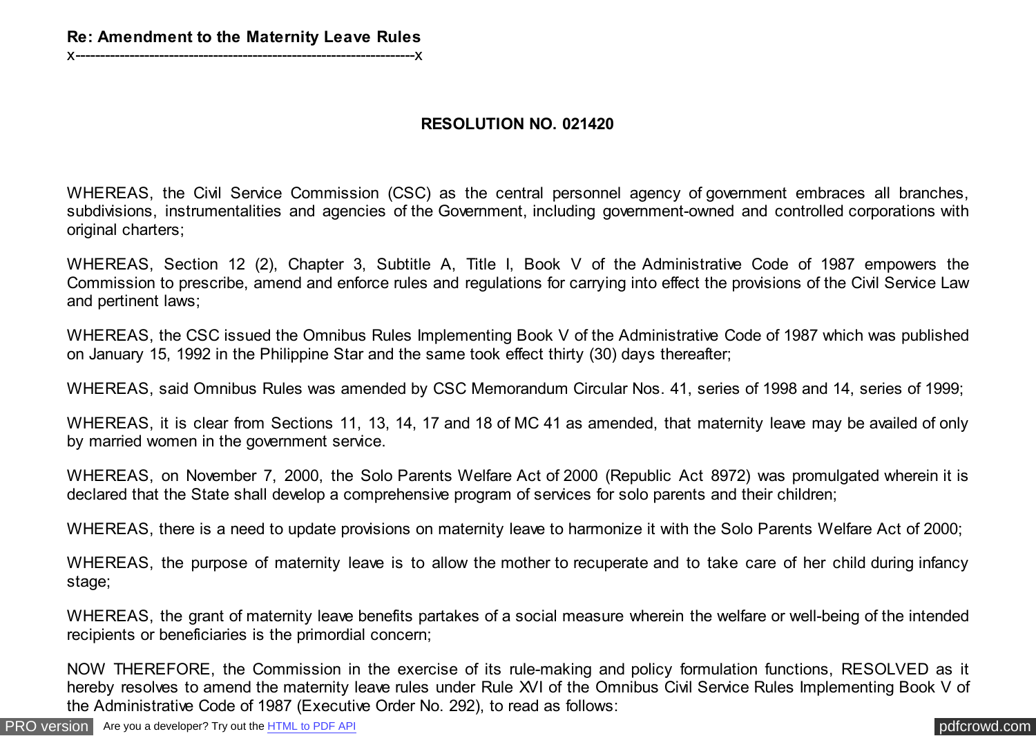**Re: Amendment to the Maternity Leave Rules**
x---------------------------------------------------------------------x

## RESOLUTION NO. 021420

WHEREAS, the Civil Service Commission (CSC) as the central personnel agency of government embraces all branches, subdivisions, instrumentalities and agencies of the Government, including government-owned and controlled corporations with original charters;

WHEREAS, Section 12 (2), Chapter 3, Subtitle A, Title I, Book V of the Administrative Code of 1987 empowers the Commission to prescribe, amend and enforce rules and regulations for carrying into effect the provisions of the Civil Service Law and pertinent laws;

WHEREAS, the CSC issued the Omnibus Rules Implementing Book V of the Administrative Code of 1987 which was published on January 15, 1992 in the Philippine Star and the same took effect thirty (30) days thereafter;

WHEREAS, said Omnibus Rules was amended by CSC Memorandum Circular Nos. 41, series of 1998 and 14, series of 1999;

WHEREAS, it is clear from Sections 11, 13, 14, 17 and 18 of MC 41 as amended, that maternity leave may be availed of only by married women in the government service.

WHEREAS, on November 7, 2000, the Solo Parents Welfare Act of 2000 (Republic Act 8972) was promulgated wherein it is declared that the State shall develop a comprehensive program of services for solo parents and their children;

WHEREAS, there is a need to update provisions on maternity leave to harmonize it with the Solo Parents Welfare Act of 2000;

WHEREAS, the purpose of maternity leave is to allow the mother to recuperate and to take care of her child during infancy stage;

WHEREAS, the grant of maternity leave benefits partakes of a social measure wherein the welfare or well-being of the intended recipients or beneficiaries is the primordial concern;

NOW THEREFORE, the Commission in the exercise of its rule-making and policy formulation functions, RESOLVED as it hereby resolves to amend the maternity leave rules under Rule XVI of the Omnibus Civil Service Rules Implementing Book V of the Administrative Code of 1987 (Executive Order No. 292), to read as follows: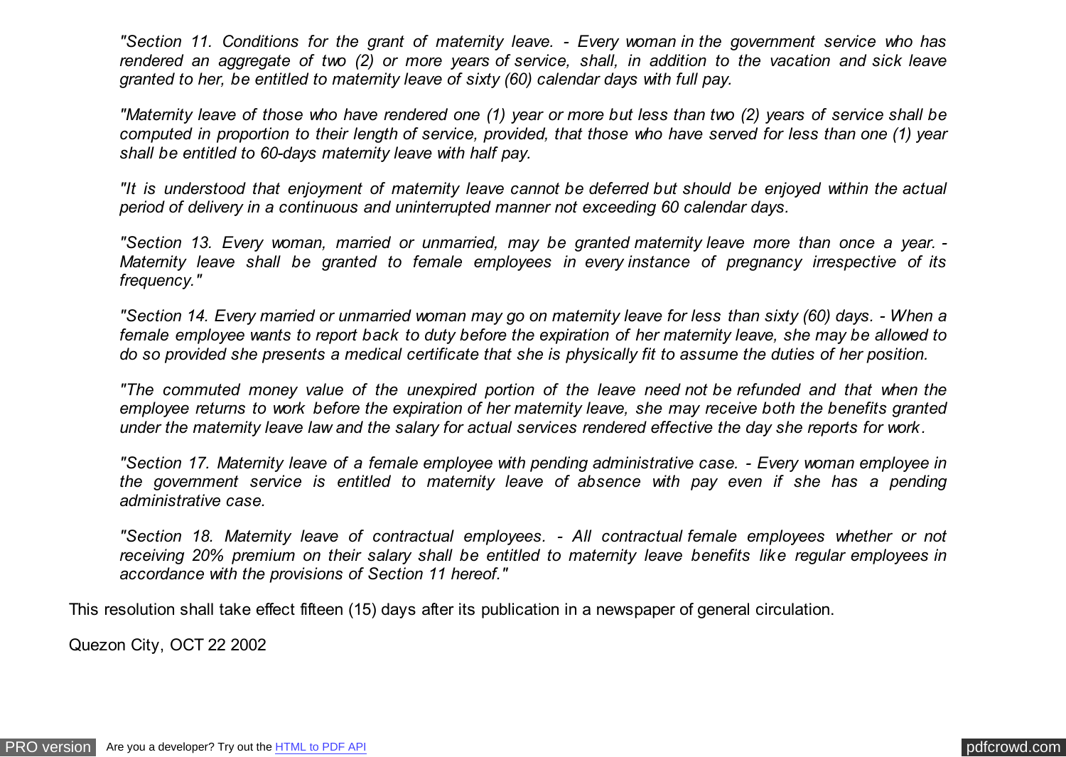*"Section 11. Conditions for the grant of maternity leave. - Every woman in the government service who has rendered an aggregate of two (2) or more years of service, shall, in addition to the vacation and sick leave granted to her, be entitled to maternity leave of sixty (60) calendar days with full pay.*

*"Maternity leave of those who have rendered one (1) year or more but less than two (2) years of service shall be computed in proportion to their length of service, provided, that those who have served for less than one (1) year shall be entitled to 60-days maternity leave with half pay.*

*"It is understood that enjoyment of maternity leave cannot be deferred but should be enjoyed within the actual period of delivery in a continuous and uninterrupted manner not exceeding 60 calendar days.*

*"Section 13. Every woman, married or unmarried, may be granted maternity leave more than once a year. - Maternity leave shall be granted to female employees in every instance of pregnancy irrespective of its frequency."*

*"Section 14. Every married or unmarried woman may go on maternity leave for less than sixty (60) days. - When a female employee wants to report back to duty before the expiration of her maternity leave, she may be allowed to do so provided she presents a medical certificate that she is physically fit to assume the duties of her position.*

*"The commuted money value of the unexpired portion of the leave need not be refunded and that when the employee returns to work before the expiration of her maternity leave, she may receive both the benefits granted under the maternity leave law and the salary for actual services rendered effective the day she reports for work.*

*"Section 17. Maternity leave of a female employee with pending administrative case. - Every woman employee in the government service is entitled to maternity leave of absence with pay even if she has a pending administrative case.*

*"Section 18. Maternity leave of contractual employees. - All contractual female employees whether or not receiving 20% premium on their salary shall be entitled to maternity leave benefits like regular employees in accordance with the provisions of Section 11 hereof."*

This resolution shall take effect fifteen (15) days after its publication in a newspaper of general circulation.

Quezon City, OCT 22 2002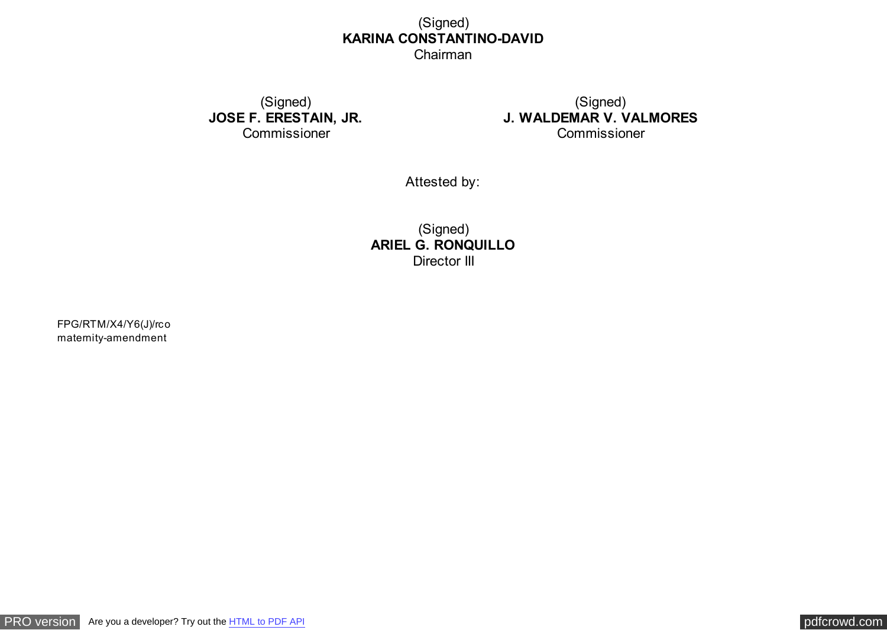(Signed)
**KARINA CONSTANTINO-DAVID**
Chairman

(Signed)
**JOSE F. ERESTAIN, JR.**
Commissioner

(Signed)
**J. WALDEMAR V. VALMORES**
Commissioner

Attested by:

(Signed)
**ARIEL G. RONQUILLO**
Director III

FPG/RTM/X4/Y6(J)/rco
maternity-amendment